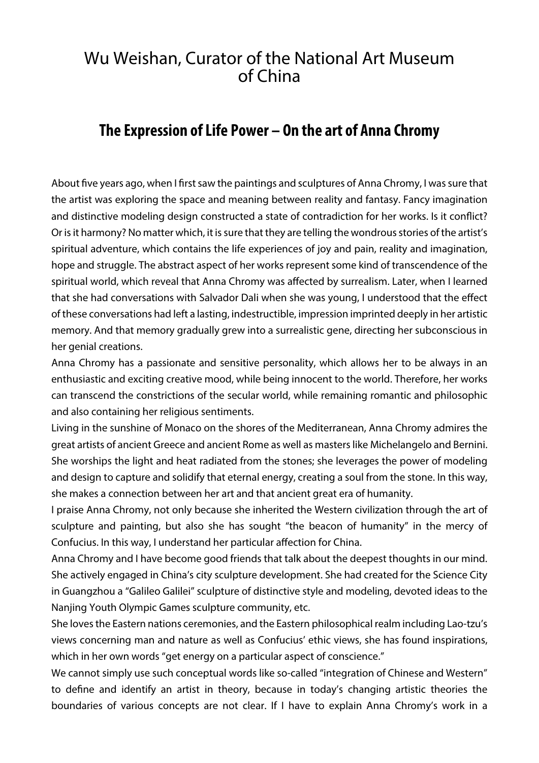# Wu Weishan, Curator of the National Art Museum of China

## The Expression of Life Power – On the art of Anna Chromy

About five years ago, when I first saw the paintings and sculptures of Anna Chromy, I was sure that the artist was exploring the space and meaning between reality and fantasy. Fancy imagination and distinctive modeling design constructed a state of contradiction for her works. Is it conflict? Or is it harmony? No matter which, it is sure that they are telling the wondrous stories of the artist's spiritual adventure, which contains the life experiences of joy and pain, reality and imagination, hope and struggle. The abstract aspect of her works represent some kind of transcendence of the spiritual world, which reveal that Anna Chromy was affected by surrealism. Later, when I learned that she had conversations with Salvador Dali when she was young, I understood that the effect of these conversations had left a lasting, indestructible, impression imprinted deeply in her artistic memory. And that memory gradually grew into a surrealistic gene, directing her subconscious in her genial creations.

Anna Chromy has a passionate and sensitive personality, which allows her to be always in an enthusiastic and exciting creative mood, while being innocent to the world. Therefore, her works can transcend the constrictions of the secular world, while remaining romantic and philosophic and also containing her religious sentiments.

Living in the sunshine of Monaco on the shores of the Mediterranean, Anna Chromy admires the great artists of ancient Greece and ancient Rome as well as masters like Michelangelo and Bernini. She worships the light and heat radiated from the stones; she leverages the power of modeling and design to capture and solidify that eternal energy, creating a soul from the stone. In this way, she makes a connection between her art and that ancient great era of humanity.

I praise Anna Chromy, not only because she inherited the Western civilization through the art of sculpture and painting, but also she has sought "the beacon of humanity" in the mercy of Confucius. In this way, I understand her particular affection for China.

Anna Chromy and I have become good friends that talk about the deepest thoughts in our mind. She actively engaged in China's city sculpture development. She had created for the Science City in Guangzhou a "Galileo Galilei" sculpture of distinctive style and modeling, devoted ideas to the Nanjing Youth Olympic Games sculpture community, etc.

She loves the Eastern nations ceremonies, and the Eastern philosophical realm including Lao-tzu's views concerning man and nature as well as Confucius' ethic views, she has found inspirations, which in her own words "get energy on a particular aspect of conscience."

We cannot simply use such conceptual words like so-called "integration of Chinese and Western" to define and identify an artist in theory, because in today's changing artistic theories the boundaries of various concepts are not clear. If I have to explain Anna Chromy's work in a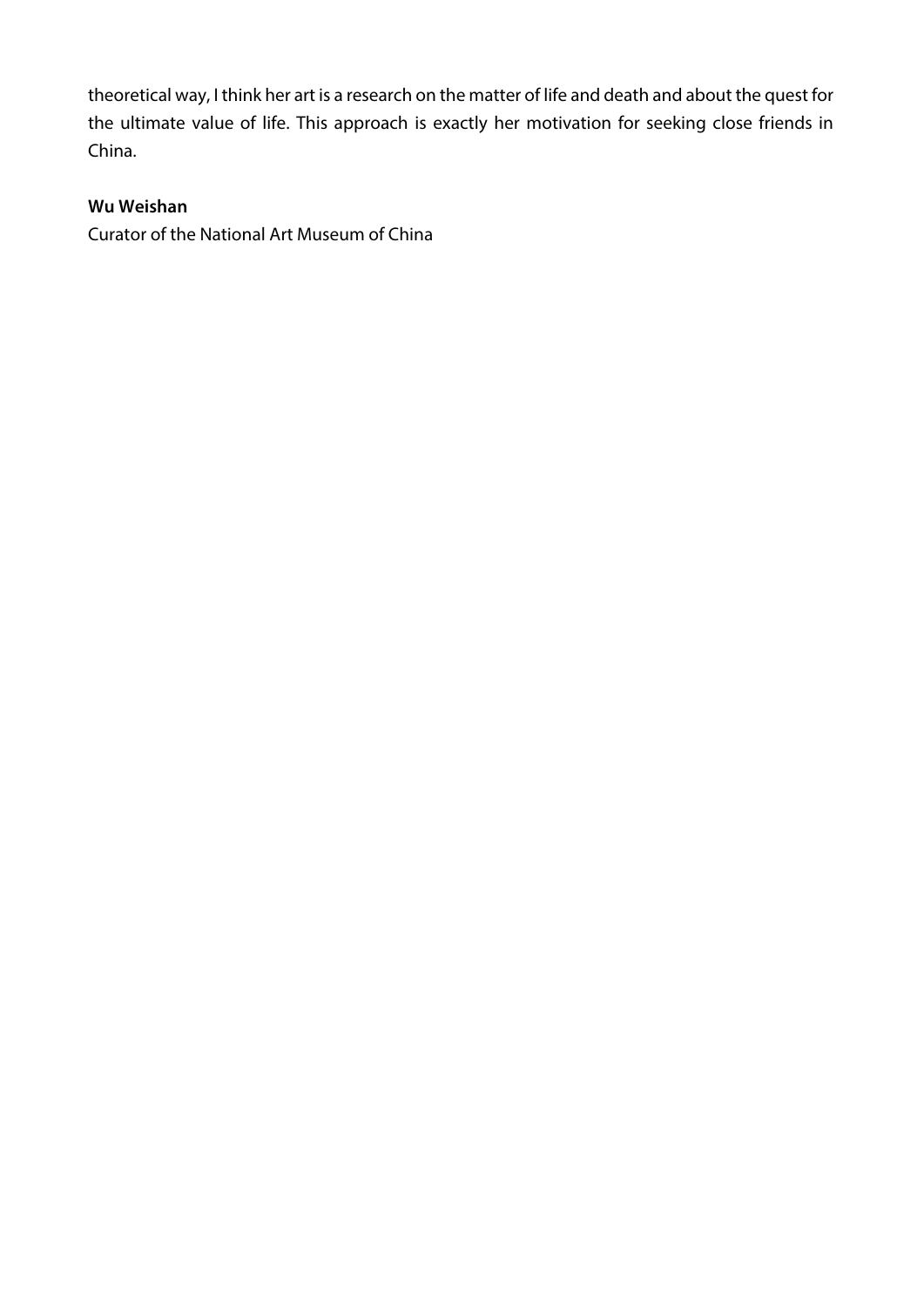theoretical way, I think her art is a research on the matter of life and death and about the quest for the ultimate value of life. This approach is exactly her motivation for seeking close friends in China.

**Wu Weishan**

Curator of the National Art Museum of China